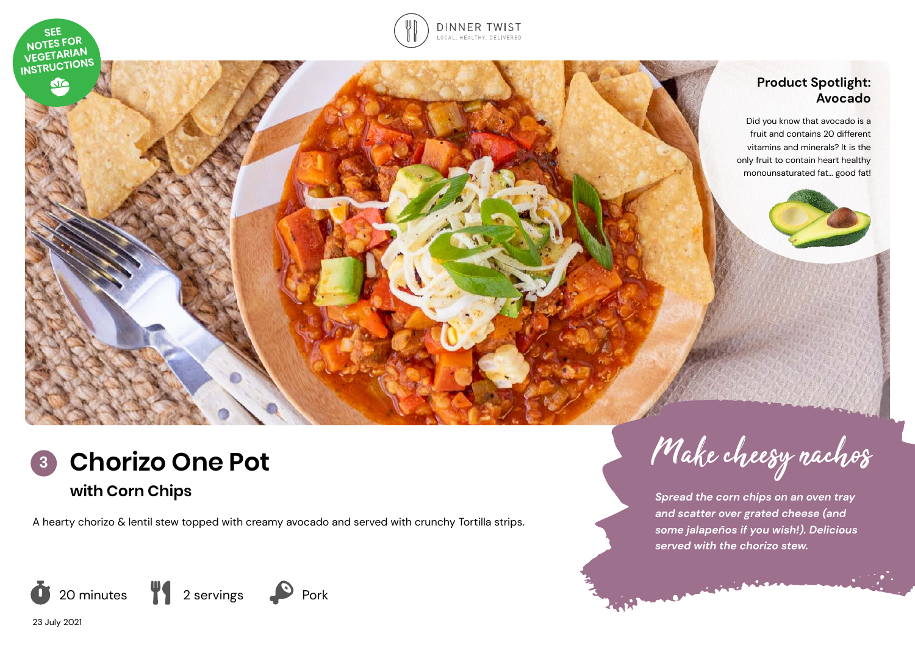SEE NOTES FOR VEGETARIAN INSTRUCTIONS

DINNER TWIST
LOCAL, HEALTHY, DELIVERED

## Product Spotlight: Avocado

Did you know that avocado is a fruit and contains 20 different vitamins and minerals? It is the only fruit to contain heart healthy monounsaturated fat... good fat!

# 3 Chorizo One Pot

### with Corn Chips

A hearty chorizo & lentil stew topped with creamy avocado and served with crunchy Tortilla strips.

20 minutes | 2 servings | Pork

23 July 2021

## Make cheesy nachos

*Spread the corn chips on an oven tray and scatter over grated cheese (and some jalapeños if you wish!). Delicious served with the chorizo stew.*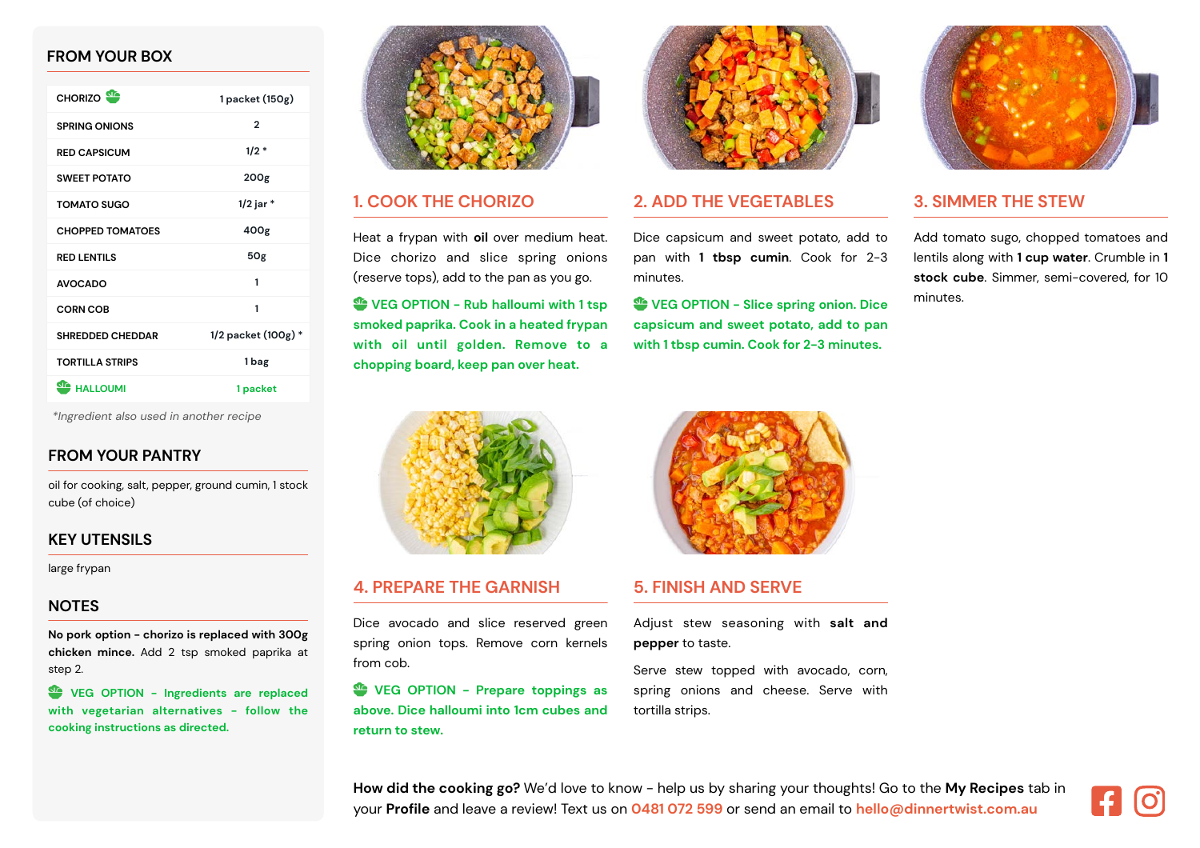## FROM YOUR BOX

| | |
|---|---|
| CHORIZO | 1 packet (150g) |
| SPRING ONIONS | 2 |
| RED CAPSICUM | 1/2 * |
| SWEET POTATO | 200g |
| TOMATO SUGO | 1/2 jar * |
| CHOPPED TOMATOES | 400g |
| RED LENTILS | 50g |
| AVOCADO | 1 |
| CORN COB | 1 |
| SHREDDED CHEDDAR | 1/2 packet (100g) * |
| TORTILLA STRIPS | 1 bag |
| HALLOUMI | 1 packet |

*\*Ingredient also used in another recipe*

## FROM YOUR PANTRY

oil for cooking, salt, pepper, ground cumin, 1 stock cube (of choice)

## KEY UTENSILS

large frypan

## NOTES

**No pork option - chorizo is replaced with 300g chicken mince.** Add 2 tsp smoked paprika at step 2.

**VEG OPTION - Ingredients are replaced with vegetarian alternatives - follow the cooking instructions as directed.**

## 1. COOK THE CHORIZO

Heat a frypan with **oil** over medium heat. Dice chorizo and slice spring onions (reserve tops), add to the pan as you go.

**VEG OPTION - Rub halloumi with 1 tsp smoked paprika. Cook in a heated frypan with oil until golden. Remove to a chopping board, keep pan over heat.**

## 2. ADD THE VEGETABLES

Dice capsicum and sweet potato, add to pan with **1 tbsp cumin**. Cook for 2-3 minutes.

**VEG OPTION - Slice spring onion. Dice capsicum and sweet potato, add to pan with 1 tbsp cumin. Cook for 2-3 minutes.**

## 3. SIMMER THE STEW

Add tomato sugo, chopped tomatoes and lentils along with **1 cup water**. Crumble in **1 stock cube**. Simmer, semi-covered, for 10 minutes.

## 4. PREPARE THE GARNISH

Dice avocado and slice reserved green spring onion tops. Remove corn kernels from cob.

**VEG OPTION - Prepare toppings as above. Dice halloumi into 1cm cubes and return to stew.**

## 5. FINISH AND SERVE

Adjust stew seasoning with **salt and pepper** to taste.

Serve stew topped with avocado, corn, spring onions and cheese. Serve with tortilla strips.

**How did the cooking go?** We'd love to know - help us by sharing your thoughts! Go to the **My Recipes** tab in your **Profile** and leave a review! Text us on 0481 072 599 or send an email to hello@dinnertwist.com.au